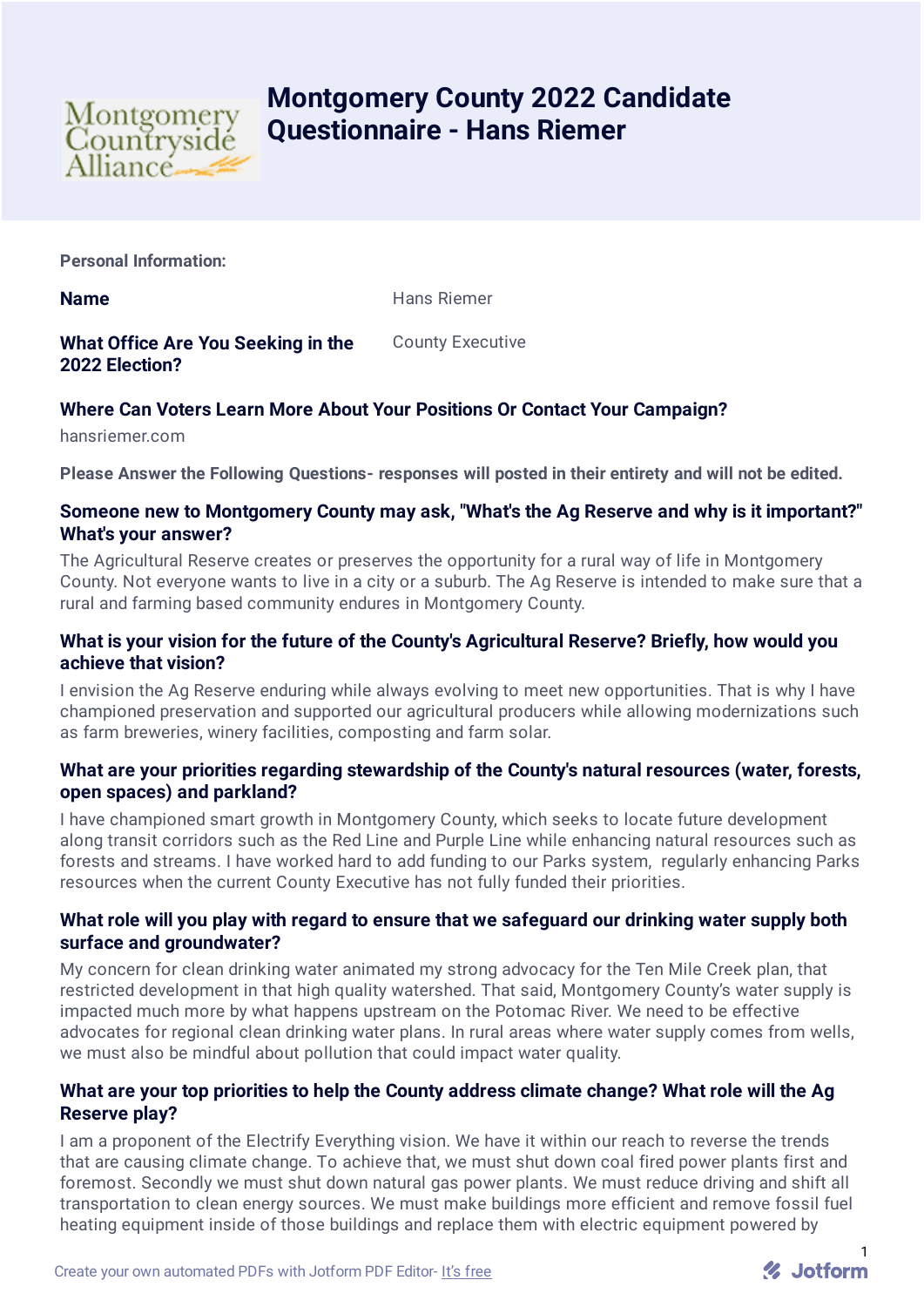# Montgomery County 2022 Candidate Questionnaire - Hans Riemer

Montgomery Countryside Alliance

**Personal Information:**

| | |
|---|---|
| **Name** | Hans Riemer |
| **What Office Are You Seeking in the 2022 Election?** | County Executive |

**Where Can Voters Learn More About Your Positions Or Contact Your Campaign?**

hansriemer.com

**Please Answer the Following Questions- responses will posted in their entirety and will not be edited.**

### Someone new to Montgomery County may ask, "What's the Ag Reserve and why is it important?" What's your answer?

The Agricultural Reserve creates or preserves the opportunity for a rural way of life in Montgomery County. Not everyone wants to live in a city or a suburb. The Ag Reserve is intended to make sure that a rural and farming based community endures in Montgomery County.

### What is your vision for the future of the County's Agricultural Reserve? Briefly, how would you achieve that vision?

I envision the Ag Reserve enduring while always evolving to meet new opportunities. That is why I have championed preservation and supported our agricultural producers while allowing modernizations such as farm breweries, winery facilities, composting and farm solar.

### What are your priorities regarding stewardship of the County's natural resources (water, forests, open spaces) and parkland?

I have championed smart growth in Montgomery County, which seeks to locate future development along transit corridors such as the Red Line and Purple Line while enhancing natural resources such as forests and streams. I have worked hard to add funding to our Parks system, regularly enhancing Parks resources when the current County Executive has not fully funded their priorities.

### What role will you play with regard to ensure that we safeguard our drinking water supply both surface and groundwater?

My concern for clean drinking water animated my strong advocacy for the Ten Mile Creek plan, that restricted development in that high quality watershed. That said, Montgomery County's water supply is impacted much more by what happens upstream on the Potomac River. We need to be effective advocates for regional clean drinking water plans. In rural areas where water supply comes from wells, we must also be mindful about pollution that could impact water quality.

### What are your top priorities to help the County address climate change? What role will the Ag Reserve play?

I am a proponent of the Electrify Everything vision. We have it within our reach to reverse the trends that are causing climate change. To achieve that, we must shut down coal fired power plants first and foremost. Secondly we must shut down natural gas power plants. We must reduce driving and shift all transportation to clean energy sources. We must make buildings more efficient and remove fossil fuel heating equipment inside of those buildings and replace them with electric equipment powered by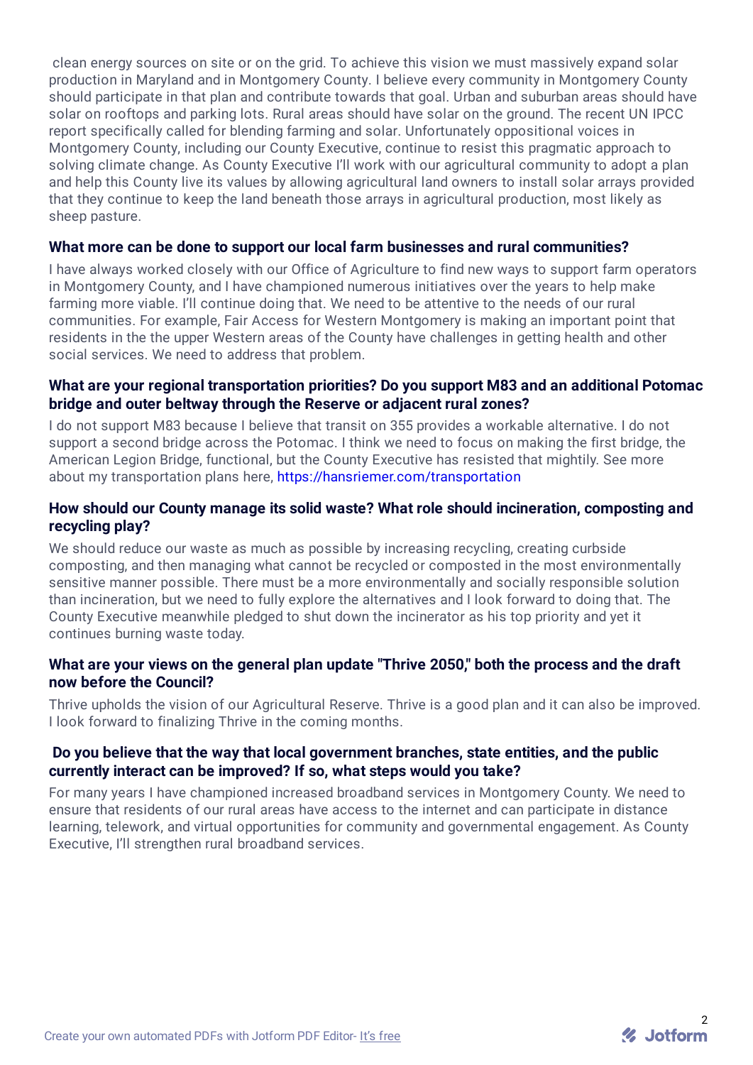clean energy sources on site or on the grid. To achieve this vision we must massively expand solar production in Maryland and in Montgomery County. I believe every community in Montgomery County should participate in that plan and contribute towards that goal. Urban and suburban areas should have solar on rooftops and parking lots. Rural areas should have solar on the ground. The recent UN IPCC report specifically called for blending farming and solar. Unfortunately oppositional voices in Montgomery County, including our County Executive, continue to resist this pragmatic approach to solving climate change. As County Executive I'll work with our agricultural community to adopt a plan and help this County live its values by allowing agricultural land owners to install solar arrays provided that they continue to keep the land beneath those arrays in agricultural production, most likely as sheep pasture.

### What more can be done to support our local farm businesses and rural communities?

I have always worked closely with our Office of Agriculture to find new ways to support farm operators in Montgomery County, and I have championed numerous initiatives over the years to help make farming more viable. I'll continue doing that. We need to be attentive to the needs of our rural communities. For example, Fair Access for Western Montgomery is making an important point that residents in the the upper Western areas of the County have challenges in getting health and other social services. We need to address that problem.

### What are your regional transportation priorities? Do you support M83 and an additional Potomac bridge and outer beltway through the Reserve or adjacent rural zones?

I do not support M83 because I believe that transit on 355 provides a workable alternative. I do not support a second bridge across the Potomac. I think we need to focus on making the first bridge, the American Legion Bridge, functional, but the County Executive has resisted that mightily. See more about my transportation plans here, https://hansriemer.com/transportation

### How should our County manage its solid waste? What role should incineration, composting and recycling play?

We should reduce our waste as much as possible by increasing recycling, creating curbside composting, and then managing what cannot be recycled or composted in the most environmentally sensitive manner possible. There must be a more environmentally and socially responsible solution than incineration, but we need to fully explore the alternatives and I look forward to doing that. The County Executive meanwhile pledged to shut down the incinerator as his top priority and yet it continues burning waste today.

### What are your views on the general plan update "Thrive 2050," both the process and the draft now before the Council?

Thrive upholds the vision of our Agricultural Reserve. Thrive is a good plan and it can also be improved. I look forward to finalizing Thrive in the coming months.

### Do you believe that the way that local government branches, state entities, and the public currently interact can be improved? If so, what steps would you take?

For many years I have championed increased broadband services in Montgomery County. We need to ensure that residents of our rural areas have access to the internet and can participate in distance learning, telework, and virtual opportunities for community and governmental engagement. As County Executive, I'll strengthen rural broadband services.